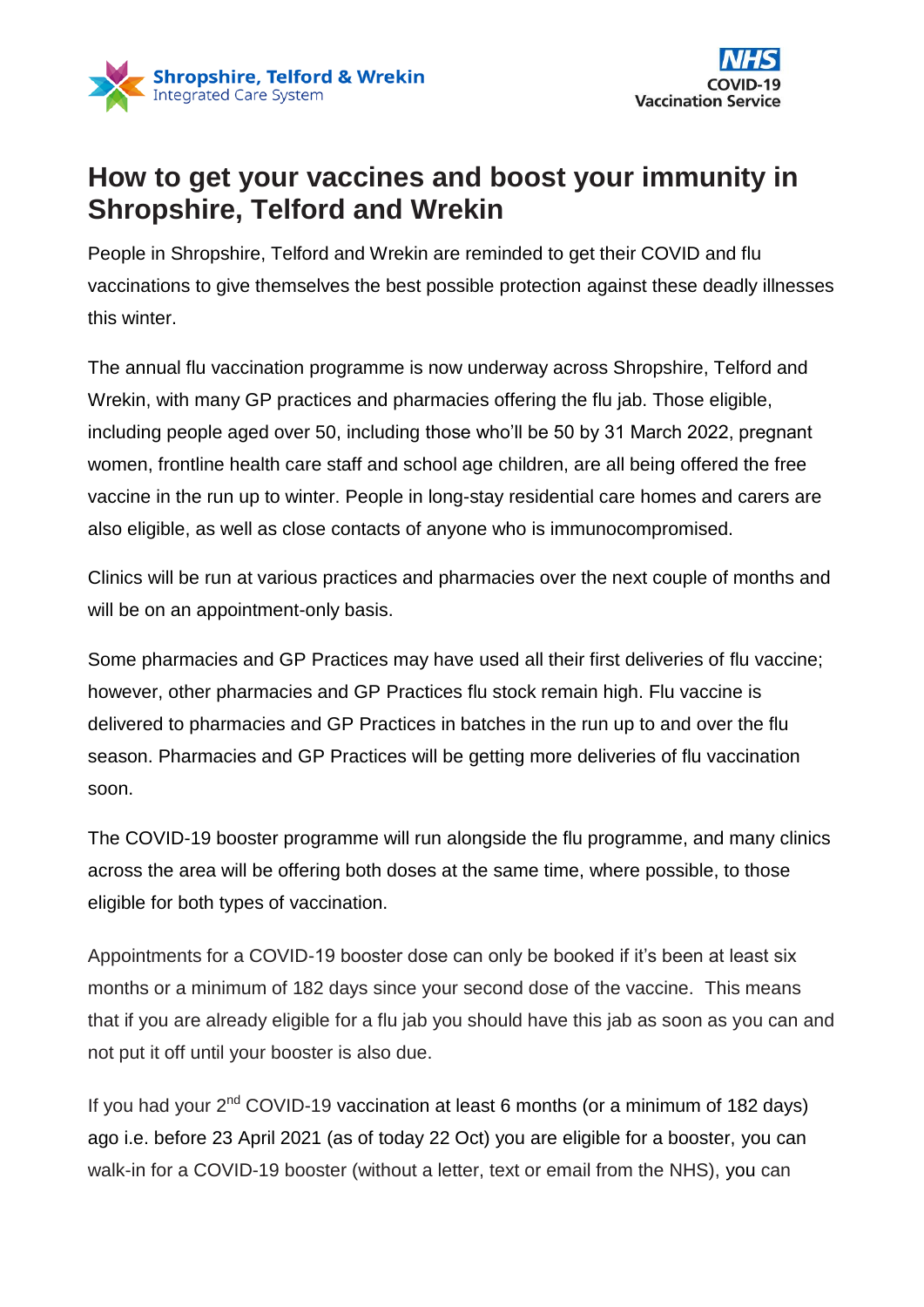Shropshire, Telford & Wrekin
Integrated Care System

NHS
COVID-19
Vaccination Service

# How to get your vaccines and boost your immunity in Shropshire, Telford and Wrekin

People in Shropshire, Telford and Wrekin are reminded to get their COVID and flu vaccinations to give themselves the best possible protection against these deadly illnesses this winter.

The annual flu vaccination programme is now underway across Shropshire, Telford and Wrekin, with many GP practices and pharmacies offering the flu jab. Those eligible, including people aged over 50, including those who'll be 50 by 31 March 2022, pregnant women, frontline health care staff and school age children, are all being offered the free vaccine in the run up to winter. People in long-stay residential care homes and carers are also eligible, as well as close contacts of anyone who is immunocompromised.

Clinics will be run at various practices and pharmacies over the next couple of months and will be on an appointment-only basis.

Some pharmacies and GP Practices may have used all their first deliveries of flu vaccine; however, other pharmacies and GP Practices flu stock remain high. Flu vaccine is delivered to pharmacies and GP Practices in batches in the run up to and over the flu season. Pharmacies and GP Practices will be getting more deliveries of flu vaccination soon.

The COVID-19 booster programme will run alongside the flu programme, and many clinics across the area will be offering both doses at the same time, where possible, to those eligible for both types of vaccination.

Appointments for a COVID-19 booster dose can only be booked if it's been at least six months or a minimum of 182 days since your second dose of the vaccine. This means that if you are already eligible for a flu jab you should have this jab as soon as you can and not put it off until your booster is also due.

If you had your 2nd COVID-19 vaccination at least 6 months (or a minimum of 182 days) ago i.e. before 23 April 2021 (as of today 22 Oct) you are eligible for a booster, you can walk-in for a COVID-19 booster (without a letter, text or email from the NHS), you can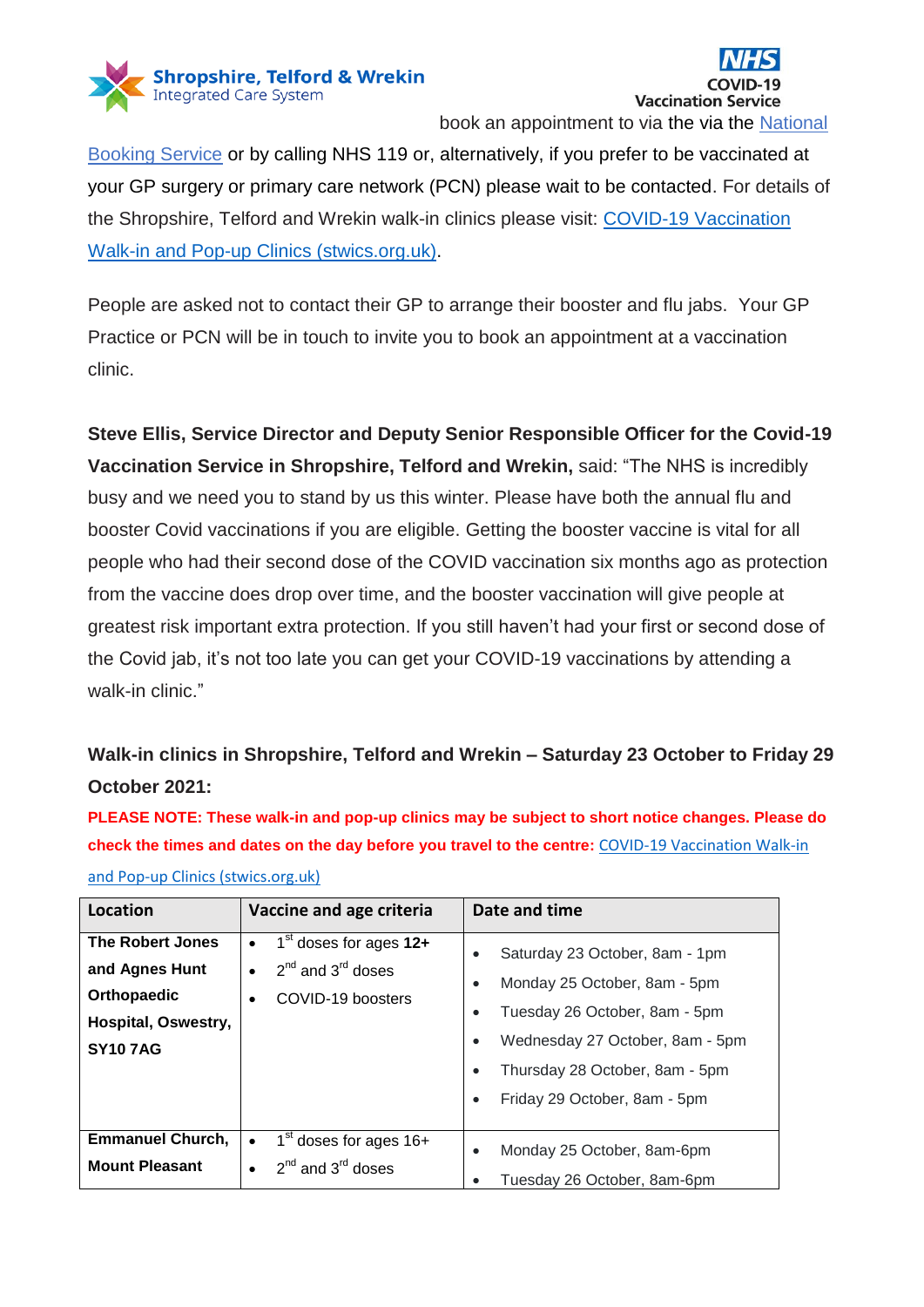book an appointment to via the via the [National Booking Service] or by calling NHS 119 or, alternatively, if you prefer to be vaccinated at your GP surgery or primary care network (PCN) please wait to be contacted. For details of the Shropshire, Telford and Wrekin walk-in clinics please visit: [COVID-19 Vaccination Walk-in and Pop-up Clinics (stwics.org.uk)].

People are asked not to contact their GP to arrange their booster and flu jabs. Your GP Practice or PCN will be in touch to invite you to book an appointment at a vaccination clinic.

**Steve Ellis, Service Director and Deputy Senior Responsible Officer for the Covid-19 Vaccination Service in Shropshire, Telford and Wrekin,** said: "The NHS is incredibly busy and we need you to stand by us this winter. Please have both the annual flu and booster Covid vaccinations if you are eligible. Getting the booster vaccine is vital for all people who had their second dose of the COVID vaccination six months ago as protection from the vaccine does drop over time, and the booster vaccination will give people at greatest risk important extra protection. If you still haven't had your first or second dose of the Covid jab, it's not too late you can get your COVID-19 vaccinations by attending a walk-in clinic."

### Walk-in clinics in Shropshire, Telford and Wrekin – Saturday 23 October to Friday 29 October 2021:

**PLEASE NOTE: These walk-in and pop-up clinics may be subject to short notice changes. Please do check the times and dates on the day before you travel to the centre:** [COVID-19 Vaccination Walk-in and Pop-up Clinics (stwics.org.uk)]

| Location | Vaccine and age criteria | Date and time |
|---|---|---|
| **The Robert Jones and Agnes Hunt Orthopaedic Hospital, Oswestry, SY10 7AG** | • 1st doses for ages **12+**<br>• 2nd and 3rd doses<br>• COVID-19 boosters | • Saturday 23 October, 8am - 1pm<br>• Monday 25 October, 8am - 5pm<br>• Tuesday 26 October, 8am - 5pm<br>• Wednesday 27 October, 8am - 5pm<br>• Thursday 28 October, 8am - 5pm<br>• Friday 29 October, 8am - 5pm |
| **Emmanuel Church, Mount Pleasant** | • 1st doses for ages 16+<br>• 2nd and 3rd doses | • Monday 25 October, 8am-6pm<br>• Tuesday 26 October, 8am-6pm |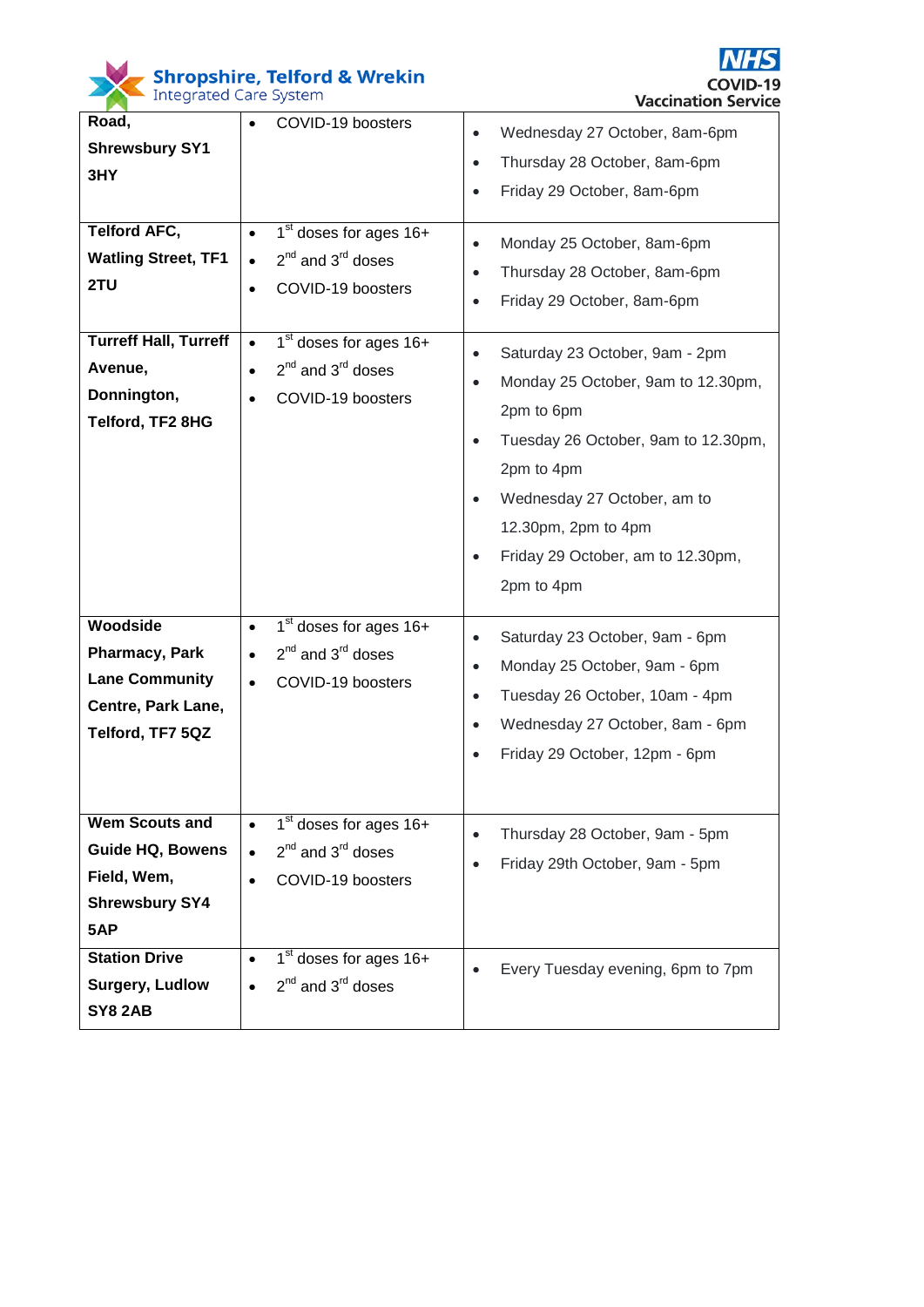| | | |
|---|---|---|
| **Road, Shrewsbury SY1 3HY** | • COVID-19 boosters | • Wednesday 27 October, 8am-6pm<br>• Thursday 28 October, 8am-6pm<br>• Friday 29 October, 8am-6pm |
| **Telford AFC, Watling Street, TF1 2TU** | • 1st doses for ages 16+<br>• 2nd and 3rd doses<br>• COVID-19 boosters | • Monday 25 October, 8am-6pm<br>• Thursday 28 October, 8am-6pm<br>• Friday 29 October, 8am-6pm |
| **Turreff Hall, Turreff Avenue, Donnington, Telford, TF2 8HG** | • 1st doses for ages 16+<br>• 2nd and 3rd doses<br>• COVID-19 boosters | • Saturday 23 October, 9am - 2pm<br>• Monday 25 October, 9am to 12.30pm, 2pm to 6pm<br>• Tuesday 26 October, 9am to 12.30pm, 2pm to 4pm<br>• Wednesday 27 October, am to 12.30pm, 2pm to 4pm<br>• Friday 29 October, am to 12.30pm, 2pm to 4pm |
| **Woodside Pharmacy, Park Lane Community Centre, Park Lane, Telford, TF7 5QZ** | • 1st doses for ages 16+<br>• 2nd and 3rd doses<br>• COVID-19 boosters | • Saturday 23 October, 9am - 6pm<br>• Monday 25 October, 9am - 6pm<br>• Tuesday 26 October, 10am - 4pm<br>• Wednesday 27 October, 8am - 6pm<br>• Friday 29 October, 12pm - 6pm |
| **Wem Scouts and Guide HQ, Bowens Field, Wem, Shrewsbury SY4 5AP** | • 1st doses for ages 16+<br>• 2nd and 3rd doses<br>• COVID-19 boosters | • Thursday 28 October, 9am - 5pm<br>• Friday 29th October, 9am - 5pm |
| **Station Drive Surgery, Ludlow SY8 2AB** | • 1st doses for ages 16+<br>• 2nd and 3rd doses | • Every Tuesday evening, 6pm to 7pm |